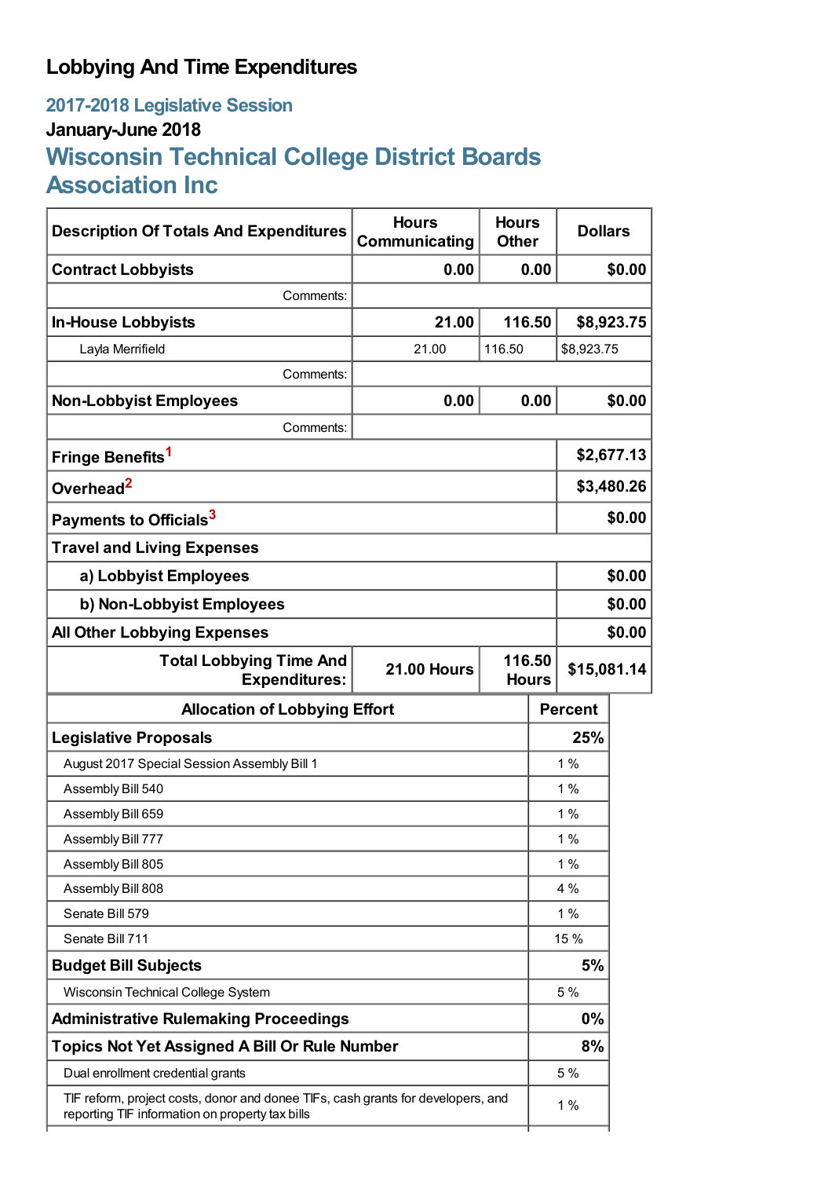# Lobbying And Time Expenditures

## 2017-2018 Legislative Session

### January-June 2018

## Wisconsin Technical College District Boards Association Inc

| Description Of Totals And Expenditures | Hours Communicating | Hours Other | Dollars |
|---|---|---|---|
| **Contract Lobbyists** | **0.00** | **0.00** | **$0.00** |
| Comments: | | | |
| **In-House Lobbyists** | **21.00** | **116.50** | **$8,923.75** |
| Layla Merrifield | 21.00 | 116.50 | $8,923.75 |
| Comments: | | | |
| **Non-Lobbyist Employees** | **0.00** | **0.00** | **$0.00** |
| Comments: | | | |
| **Fringe Benefits**[1] | | | **$2,677.13** |
| **Overhead**[2] | | | **$3,480.26** |
| **Payments to Officials**[3] | | | **$0.00** |
| **Travel and Living Expenses** | | | |
| **a) Lobbyist Employees** | | | **$0.00** |
| **b) Non-Lobbyist Employees** | | | **$0.00** |
| **All Other Lobbying Expenses** | | | **$0.00** |
| **Total Lobbying Time And Expenditures:** | **21.00 Hours** | **116.50 Hours** | **$15,081.14** |

| Allocation of Lobbying Effort | Percent |
|---|---|
| **Legislative Proposals** | **25%** |
| August 2017 Special Session Assembly Bill 1 | 1 % |
| Assembly Bill 540 | 1 % |
| Assembly Bill 659 | 1 % |
| Assembly Bill 777 | 1 % |
| Assembly Bill 805 | 1 % |
| Assembly Bill 808 | 4 % |
| Senate Bill 579 | 1 % |
| Senate Bill 711 | 15 % |
| **Budget Bill Subjects** | **5%** |
| Wisconsin Technical College System | 5 % |
| **Administrative Rulemaking Proceedings** | **0%** |
| **Topics Not Yet Assigned A Bill Or Rule Number** | **8%** |
| Dual enrollment credential grants | 5 % |
| TIF reform, project costs, donor and donee TIFs, cash grants for developers, and reporting TIF information on property tax bills | 1 % |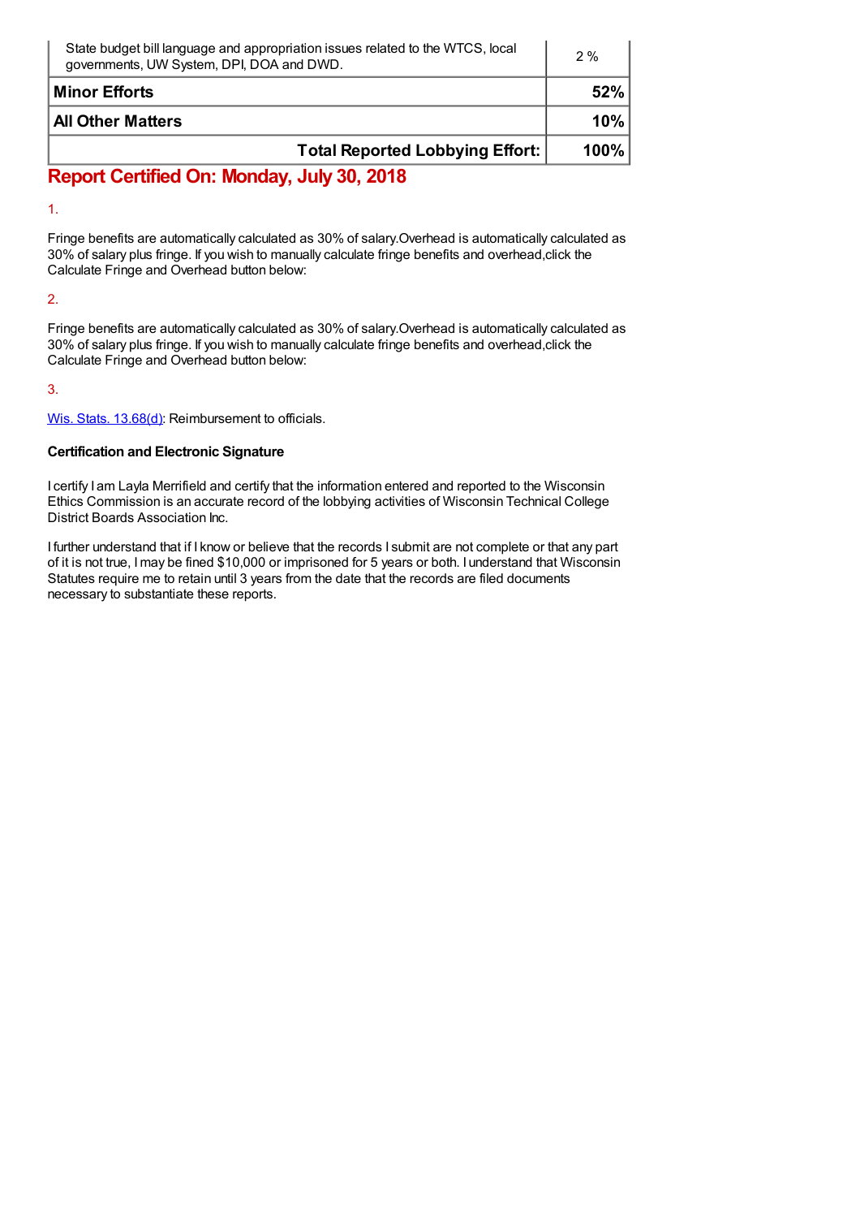| | |
|---|---|
| State budget bill language and appropriation issues related to the WTCS, local governments, UW System, DPI, DOA and DWD. | 2 % |
| **Minor Efforts** | **52%** |
| **All Other Matters** | **10%** |
| **Total Reported Lobbying Effort:** | **100%** |

## Report Certified On: Monday, July 30, 2018

1.

Fringe benefits are automatically calculated as 30% of salary.Overhead is automatically calculated as 30% of salary plus fringe. If you wish to manually calculate fringe benefits and overhead,click the Calculate Fringe and Overhead button below:

2.

Fringe benefits are automatically calculated as 30% of salary.Overhead is automatically calculated as 30% of salary plus fringe. If you wish to manually calculate fringe benefits and overhead,click the Calculate Fringe and Overhead button below:

3.

Wis. Stats. 13.68(d): Reimbursement to officials.

**Certification and Electronic Signature**

I certify I am Layla Merrifield and certify that the information entered and reported to the Wisconsin Ethics Commission is an accurate record of the lobbying activities of Wisconsin Technical College District Boards Association Inc.

I further understand that if I know or believe that the records I submit are not complete or that any part of it is not true, I may be fined $10,000 or imprisoned for 5 years or both. I understand that Wisconsin Statutes require me to retain until 3 years from the date that the records are filed documents necessary to substantiate these reports.